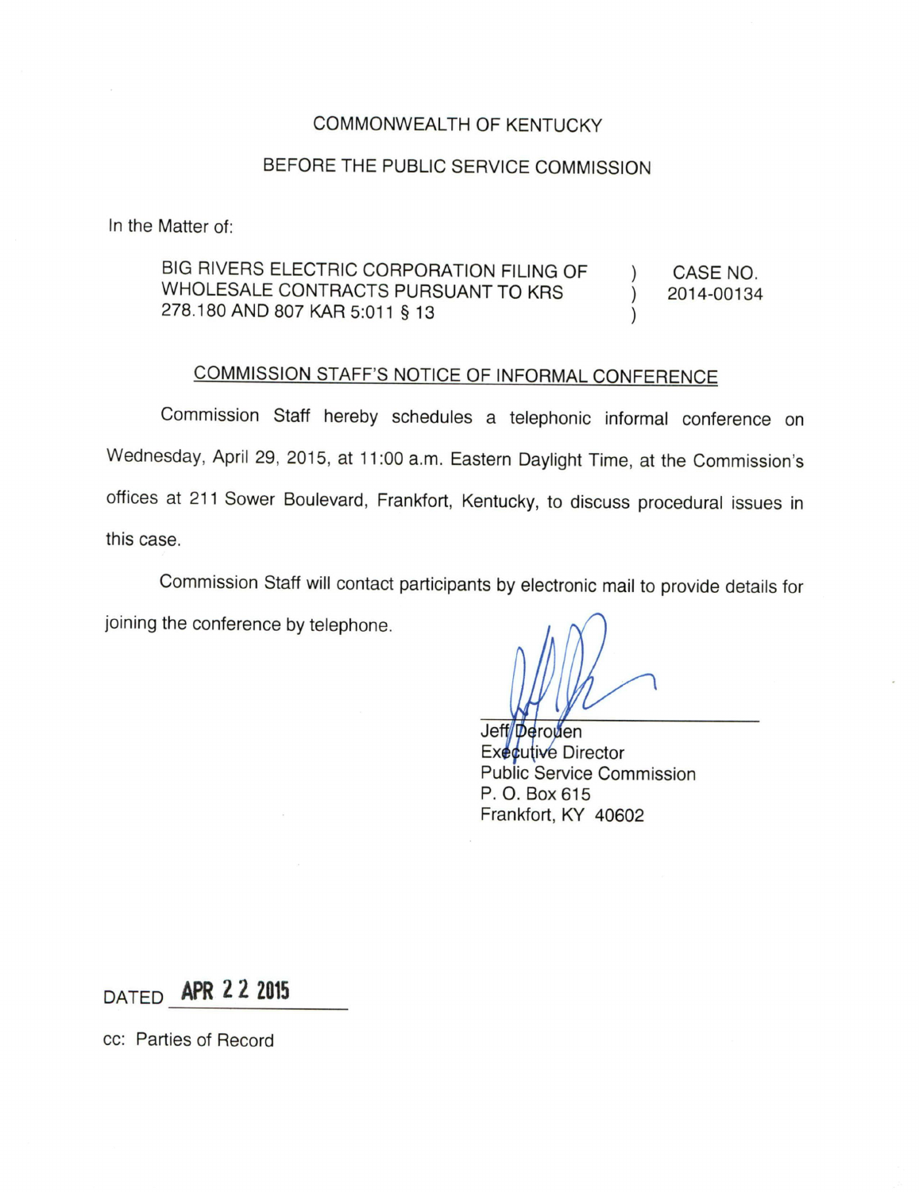COMMONWEALTH OF KENTUCKY

BEFORE THE PUBLIC SERVICE COMMISSION

In the Matter of:

| | | |
|---|---|---|
| BIG RIVERS ELECTRIC CORPORATION FILING OF WHOLESALE CONTRACTS PURSUANT TO KRS 278.180 AND 807 KAR 5:011 § 13 | ) ) ) | CASE NO. 2014-00134 |

## COMMISSION STAFF'S NOTICE OF INFORMAL CONFERENCE

Commission Staff hereby schedules a telephonic informal conference on Wednesday, April 29, 2015, at 11:00 a.m. Eastern Daylight Time, at the Commission's offices at 211 Sower Boulevard, Frankfort, Kentucky, to discuss procedural issues in this case.

Commission Staff will contact participants by electronic mail to provide details for joining the conference by telephone.

Jeff Derouen
Executive Director
Public Service Commission
P. O. Box 615
Frankfort, KY 40602

DATED APR 22 2015

cc: Parties of Record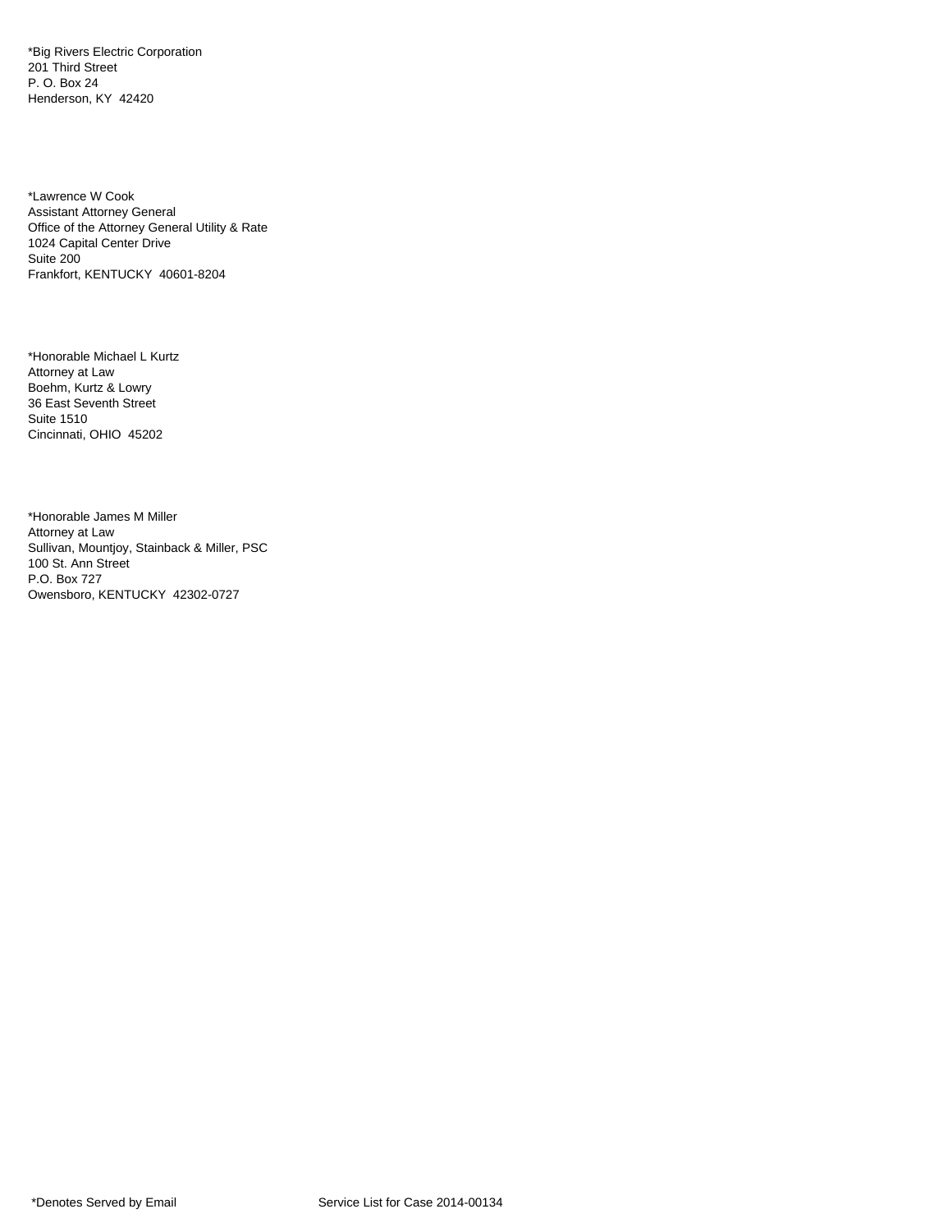*Big Rivers Electric Corporation
201 Third Street
P. O. Box 24
Henderson, KY  42420

*Lawrence W Cook
Assistant Attorney General
Office of the Attorney General Utility & Rate
1024 Capital Center Drive
Suite 200
Frankfort, KENTUCKY  40601-8204

*Honorable Michael L Kurtz
Attorney at Law
Boehm, Kurtz & Lowry
36 East Seventh Street
Suite 1510
Cincinnati, OHIO  45202

*Honorable James M Miller
Attorney at Law
Sullivan, Mountjoy, Stainback & Miller, PSC
100 St. Ann Street
P.O. Box 727
Owensboro, KENTUCKY  42302-0727

*Denotes Served by Email

Service List for Case 2014-00134